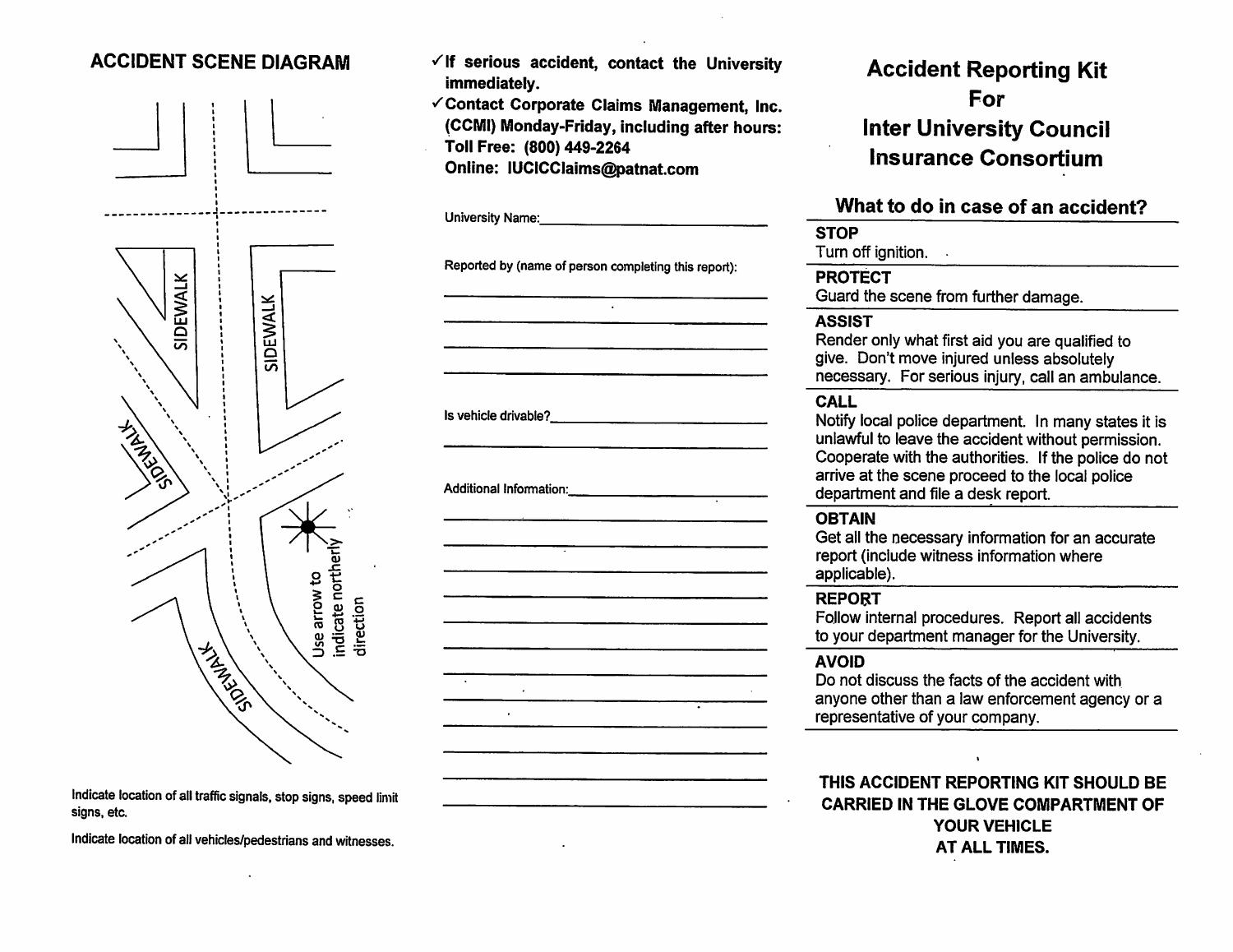## ACCIDENT SCENE DIAGRAM

SIDEWALK

SIDEWALK

SIDEWALK

SIDEWALK

Use arrow to indicate northerly direction

Indicate location of all traffic signals, stop signs, speed limit signs, etc.

Indicate location of all vehicles/pedestrians and witnesses.

- ✓ **If serious accident, contact the University immediately.**
- ✓ **Contact Corporate Claims Management, Inc. (CCMI) Monday-Friday, including after hours: Toll Free: (800) 449-2264 Online: IUCICClaims@patnat.com**

University Name: ______________________________

Reported by (name of person completing this report):

______________________________

______________________________

______________________________

______________________________

Is vehicle drivable? ______________________________

______________________________

Additional Information: ______________________________

______________________________

______________________________

______________________________

______________________________

______________________________

______________________________

______________________________

______________________________

______________________________

______________________________

______________________________

______________________________

# Accident Reporting Kit For Inter University Council Insurance Consortium

## What to do in case of an accident?

**STOP**
Turn off ignition.

**PROTECT**
Guard the scene from further damage.

**ASSIST**
Render only what first aid you are qualified to give. Don't move injured unless absolutely necessary. For serious injury, call an ambulance.

**CALL**
Notify local police department. In many states it is unlawful to leave the accident without permission. Cooperate with the authorities. If the police do not arrive at the scene proceed to the local police department and file a desk report.

**OBTAIN**
Get all the necessary information for an accurate report (include witness information where applicable).

**REPORT**
Follow internal procedures. Report all accidents to your department manager for the University.

**AVOID**
Do not discuss the facts of the accident with anyone other than a law enforcement agency or a representative of your company.

**THIS ACCIDENT REPORTING KIT SHOULD BE CARRIED IN THE GLOVE COMPARTMENT OF YOUR VEHICLE AT ALL TIMES.**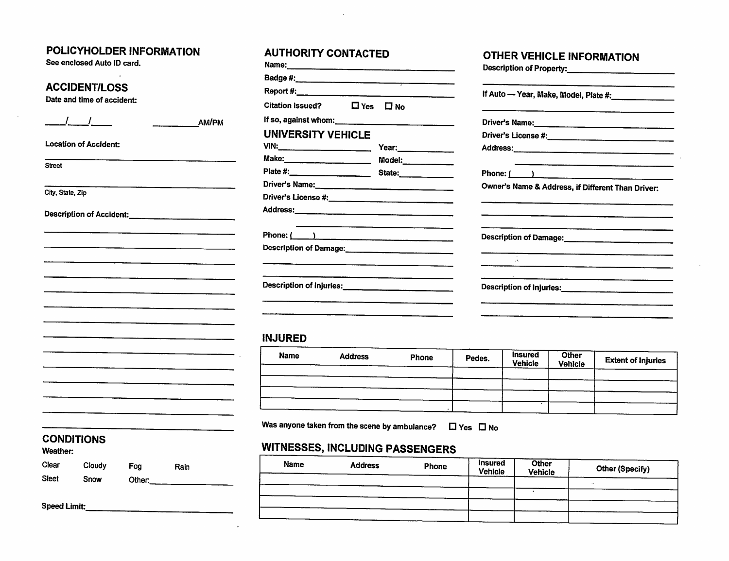## POLICYHOLDER INFORMATION

See enclosed Auto ID card.

## ACCIDENT/LOSS

Date and time of accident:

____/____/____ __________AM/PM

Location of Accident:

______________________________

Street

______________________________

City, State, Zip

Description of Accident:______________________________

## CONDITIONS

Weather:

Clear Cloudy Fog Rain

Sleet Snow Other:__________

Speed Limit:______________________________

## AUTHORITY CONTACTED

Name:______________________________

Badge #:______________________________

Report #:______________________________

Citation Issued? ☐ Yes ☐ No

If so, against whom:______________________________

## UNIVERSITY VEHICLE

VIN:__________________ Year:__________

Make:__________________ Model:__________

Plate #:__________________ State:__________

Driver's Name:______________________________

Driver's License #:______________________________

Address:______________________________

Phone: (____)______________________________

Description of Damage:______________________________

Description of Injuries:______________________________

## OTHER VEHICLE INFORMATION

Description of Property:______________________________

If Auto — Year, Make, Model, Plate #:______________________________

Driver's Name:______________________________

Driver's License #:______________________________

Address:______________________________

Phone: (____)______________________________

Owner's Name & Address, if Different Than Driver:

______________________________

Description of Damage:______________________________

Description of Injuries:______________________________

## INJURED

| Name | Address | Phone | Pedes. | Insured Vehicle | Other Vehicle | Extent of Injuries |
|---|---|---|---|---|---|---|
| | | | | | | |
| | | | | | | |
| | | | | | | |
| | | | | | | |

Was anyone taken from the scene by ambulance? ☐ Yes ☐ No

## WITNESSES, INCLUDING PASSENGERS

| Name | Address | Phone | Insured Vehicle | Other Vehicle | Other (Specify) |
|---|---|---|---|---|---|
| | | | | | |
| | | | | | |
| | | | | | |
| | | | | | |